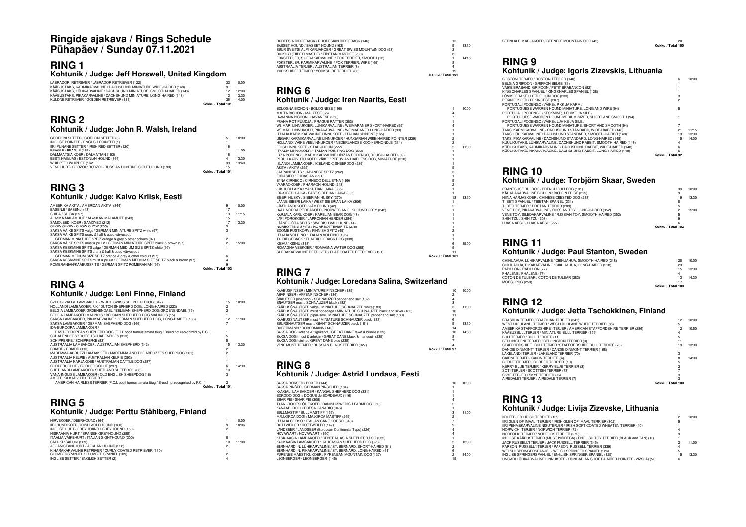# Ringide ajakava / Rings Schedule
# Pühapäev / Sunday 07.11.2021

## RING 1
### Kohtunik / Judge: Jeff Horswell, United Kingdom

| Breed | Count | Time |
|---|---|---|
| LABRADORI RETRIIVER / LABRADOR RETRIEVER (122) | 32 | 10:00 |
| KÄÄBUSTAKS, KARMIKARVALINE / DACHSHUND MINIATURE,WIRE-HAIRED (148) | 9 | |
| KÄÄBUSTAKS, LÜHIKARVALINE / DACHSHUND MINIATURE, SMOOTH-HAIRED (148) | 12 | 12:00 |
| KÄÄBUSTAKS, PIKAKARVALINE / DACHSHUND MINIATURE, LONG-HAIRED (148) | 12 | 13:30 |
| KULDNE RETRIIVER / GOLDEN RETRIEVER (111) | 36 | 14:00 |
| Kokku / Total 101 | | |

## RING 2
### Kohtunik / Judge: John R. Walsh, Ireland

| Breed | Count | Time |
|---|---|---|
| GORDONI SETTER / GORDON SETTER (6) | 5 | 10:00 |
| INGLISE POINTER / ENGLISH POINTER (1) | 1 | |
| IIRI PUNANE SETTER / IRISH RED SETTER (120) | 16 | |
| BEAGLE / BEAGLE (161) | 11 | 11:00 |
| DALMAATSIA KOER / DALMATIAN (153) | 16 | |
| EESTI HAGIJAS / ESTONIAN HOUND (366) | 4 | 13:30 |
| WHIPPET / WHIPPET (162) | 33 | 13:40 |
| VENE HURT- BORZOI / BORZOI - RUSSIAN HUNTING SIGHTHOUND (193) | 15 | |
| Kokku / Total 101 | | |

## RING 3
### Kohtunik / Judge: Kalvo Kriisk, Eesti

| Breed | Count | Time |
|---|---|---|
| AMEERIKA AKITA / AMERICAN AKITA (344) | 9 | 10:00 |
| BASENJI / BASENJI (43) | 17 | |
| SHIBA / SHIBA (257) | 13 | 11:15 |
| ALASKA MALAMUUT / ALASKAN MALAMUTE (243) | 15 | |
| SAMOJEEDI KOER / SAMOYED (212) | 17 | 13:30 |
| CHOW CHOW / CHOW CHOW (205) | 5 | |
| SAKSA VÄIKE SPITS valge / GERMAN MINIATURE SPITZ white (97) | 3 | |
| SAKSA VÄIKE SPITS oranz & hall & uued värvused / GERMAN MINIATURE SPITZ orange & grey & other colours (97) | 2 | |
| SAKSA VÄIKE SPITS must & pruun / GERMAN MINIATURE SPITZ black & brown (97) | 2 | 15:00 |
| SAKSA KESKMINE SPITS valge / GERMAN MEDIUM SIZE SPITZ white (97) | 1 | |
| SAKSA KESKMINE SPITS oranz & hall & uued värvused / GERMAN MEDIUM SIZE SPITZ orange & grey & other colours (97) | 6 | |
| SAKSA KESKMINE SPITS must & pruun / GERMAN MEDIUM SIZE SPITZ black & brown (97) | 4 | |
| POMERANIAN/KÄÄBUSSPITS / GERMAN SPITZ POMERANIAN (97) | 9 | |
| Kokku / Total 103 | | |

## RING 4
### Kohtunik / Judge: Leni Finne, Finland

| Breed | Count | Time |
|---|---|---|
| ŠVEITSI VALGE LAMBAKOER / WHITE SWISS SHEPHERD DOG (347) | 15 | 10:00 |
| HOLLANDI LAMBAKOER, P/K / DUTCH SHEPHERD DOG, LONG-HAIRED (223) | 2 | |
| BELGIA LAMBAKOER GROENENDAEL / BELGIAN SHEPHERD DOG GROENENDAEL (15) | 2 | |
| BELGIA LAMBAKOER MALINOIS / BELGIAN SHEPHERD DOG MALINOIS (15) | 1 | |
| SAKSA LAMBAKOER, PIKAKARVALINE / GERMAN SHEPHERD DOG, LONG-HAIRED (166) | 12 | 11:00 |
| SAKSA LAMBAKOER / GERMAN SHEPHERD DOG (166) | 7 | |
| IDA-EUROOPA LAMBAKOER / EAST-EUROPEAN SHEPHERD DOG (F.C.I. poolt tunnustamata tõug / Breed not recognized by F.C.I.) | 1 | |
| SCHAPENDOES / DUTCH SCHAPENDOES (313) | 5 | |
| SCHIPPERKE / SCHIPPERKE (83) | 5 | |
| AUSTRAALIA LAMBAKOER / AUSTRALIAN SHEPHERD (342) | 15 | 13:30 |
| BRIARD / BRIARD (113) | 2 | |
| MAREMMA-ABRUZZI LAMBAKOER / MAREMMA AND THE ABRUZZES SHEEPDOG (201) | 2 | |
| AUSTRAALIA KELPIE / AUSTRALIAN KELPIE (293) | 1 | |
| AUSTRAALIA KARJAKOER / AUSTRALIAN CATTLE DOG (287) | 1 | |
| BORDERCOLLIE / BORDER COLLIE (297) | 6 | 14:30 |
| SHETLANDI LAMBAKOER / SHETLAND SHEEPDOG (88) | 19 | |
| VANA-INGLISE LAMBAKOER / OLD ENGLISH SHEEPDOG (16) | 3 | |
| AMEERIKA KARVUTU TERJER / AMERICAN HAIRLESS TERRIER (F.C.I. poolt tunnustamata tõug / Breed not recognized by F.C.I.) | 2 | |
| Kokku / Total 101 | | |

## RING 5
### Kohtunik / Judge: Perttu Ståhlberg, Finland

| Breed | Count | Time |
|---|---|---|
| HIRVEKOER / DEERHOUND (164) | 1 | 10:00 |
| IIRI HUNDIKOER / IRISH WOLFHOUND (160) | 9 | 10:06 |
| INGLISE HURT- GREYHOUND / GREYHOUND (158) | 2 | |
| HISPAANIA HURT / SPANISH GREYHOUND (285) | 1 | |
| ITAALIA VÄIKEHURT / ITALIAN SIGHTHOUND (200) | 8 | |
| SALUKI / SALUKI (269) | 10 | 11:00 |
| AFGANISTANI HURT / AFGHAN HOUND (228) | 2 | |
| KIHARAKARVALINE RETRIIVER / CURLY COATED RETRIEVER (110) | 1 | |
| CLUMBERSPANJEL / CLUMBER SPANIEL (109) | 2 | |
| INGLISE SETTER / ENGLISH SETTER (2) | 4 | |
| RODEESIA RIDGEBACK / RHODESIAN RIDGEBACK (146) | 13 | |
| BASSET HOUND / BASSET HOUND (163) | 5 | 13:30 |
| SUUR ŠVEITSI ALPI KARJAKOER / GREAT SWISS MOUNTAIN DOG (58) | 3 | |
| DO-KHYI (TIIBETI MASTIF) / TIBETAN MASTIFF (230) | 8 | |
| FOKSTERJER, SILEDAKARVALINE / FOX TERRIER, SMOOTH (12) | 1 | 14:15 |
| FOKSTERJER, KARMIKARVALINE / FOX TERRIER, WIRE (169) | 8 | |
| AUSTRAALIA TERJER / AUSTRALIAN TERRIER (8) | 4 | |
| YORKSHIRE'I TERJER / YORKSHIRE TERRIER (86) | 19 | |
| Kokku / Total 101 | | |

## RING 6
### Kohtunik / Judge: Iren Naarits, Eesti

| Breed | Count | Time |
|---|---|---|
| BOLOGNA BICHON / BOLOGNESE (196) | 1 | 10:00 |
| MALTA BICHON / MALTESE (65) | 4 | |
| HAVANNA BICHON / HAVANESE (250) | 7 | |
| PRAHA ROTIPÜÜDJA / PRAGUE RATTER (363) | 1 | |
| WEIMARI LINNUKOER, LÜHIKARVALINE / WEIMARANER SHORT-HAIRED (99) | 4 | |
| WEIMARI LINNUKOER, PIKAKARVALINE / WEIMARANER LONG-HAIRED (99) | 1 | |
| ITAALIA KARMIKARVALINE LINNUKOER / ITALIAN SPINONE (165) | 1 | |
| UNGARI KARMIKARVALINE LINNUKOER / HUNGARIAN WIRE-HAIRED POINTER (239) | 2 | |
| HOLLANDI VÄIKE VEELINNUKOER / NEDERLANDSE KOOIKERHONDJE (314) | 2 | |
| FRIISI LINNUKOER / STABIJHOUN (222) | 5 | 11:00 |
| ITAALIA LINNUKOER / ITALIAN POINTING DOG (202) | 1 | |
| IBIZA PODENCO, KARMIKARVALINE / IBIZAN PODENCO, ROUGH-HAIRED (89) | 1 | |
| PERUU KARVUTU KOER, VÄIKE / PERUVIAN HAIRLESS DOG, MINIATURE (310) | 1 | |
| ISLANDI LAMBAKOER / ICELANDIC SHEEPDOG (289) | 1 | |
| AKITA / AKITA (255) | 5 | |
| JAAPANI SPITS / JAPANESE SPITZ (262) | 3 | |
| EURASIER / EURASIAN (291) | 1 | |
| ETNA CIRNECO / CIRNECO DELL'ETNA (199) | 5 | |
| VAARAOKOER / PHARAOH HOUND (248) | 2 | |
| JAKUUDI LAIKA / YAKUTIAN LAIKA (365) | 1 | |
| IDA-SIBERI LAIKA / EAST SIBERIAN LAIKA (305) | 1 | |
| SIBERI HUSKY / SIBERIAN HUSKY (270) | 13 | 13:30 |
| LÄÄNE-SIBERI LAIKA / WEST SIBERIAN LAIKA (306) | 1 | |
| JÄMTLANDI KOER / JÄMTHUND (42) | 2 | |
| HALL NORRA PÕDRAKOER / NORWEGIAN ELKHOUND GREY (242) | 1 | |
| KARJALA KARUKOER / KARELIAN BEAR DOG (48) | 1 | |
| LAPI POROKOER / LAPPONIAN HERDER (284) | 1 | |
| LÄÄNE-GÖTA SPITS / SWEDISH VALLHUND (14) | 1 | |
| NORRBOTTENI SPITS / NORRBOTTENSPITZ (276) | 1 | |
| SOOME PÜSTKÕRV / FINNISH SPITZ (49) | 2 | |
| ITAALIA VOLPINO / ITALIAN VOLPINO (195) | 1 | |
| TAI RIDGEBACK / THAI RIDGEBACK DOG (338) | 1 | |
| KISHU / KISHU (318) | 6 | 15:00 |
| ROMAGNA VEEKOER / ROMAGNA WATER DOG (298) | 9 | |
| SILEDAKARVALINE RETRIIVER / FLAT COATED RETRIEVER (121) | 11 | |
| Kokku / Total 101 | | |

## RING 7
### Kohtunik / Judge: Loredana Salina, Switzerland

| Breed | Count | Time |
|---|---|---|
| KÄÄBUSPINŠER / MINIATURE PINSCHER (185) | 10 | 10:00 |
| AHVPINŠER / AFFENPINSCHER (186) | 2 | |
| ŠNAUTSER pipar-sool / SCHNAUZER pepper and salt (182) | 4 | |
| ŠNAUTSER must / SCHNAUZER black (182) | 3 | |
| KÄÄBUSŠNAUTSER valge / MINIATURE SCHNAUZER white (183) | 3 | 11:00 |
| KÄÄBUSŠNAUTSER must hõbedaga / MINIATURE SCHNAUZER black and silver (183) | 10 | |
| KÄÄBUSŠNAUTSER pipar-sool / MINIATURE SCHNAUZER pepper and salt (183) | 11 | |
| KÄÄBUSŠNAUTSER must / MINIATURE SCHNAUZER black (183) | 6 | |
| SUURŠNAUTSER must / GIANT SCHNAUZER black (181) | 5 | 13:30 |
| DOBERMANN / DOBERMANN (143) | 14 | |
| SAKSA DOGI kollane & tiigrikarva / GREAT DANE fawn & brindle (235) | 10 | 14:30 |
| SAKSA DOGI must & arlekiin / GREAT DANE black & harlequin (235) | 8 | |
| SAKSA DOGI sinine / GREAT DANE blue (235) | 7 | |
| VENE MUST TERJER / RUSSIAN BLACK TERRIER (327) | 4 | |
| Kokku / Total 97 | | |

## RING 8
### Kohtunik / Judge: Astrid Lundava, Eesti

| Breed | Count | Time |
|---|---|---|
| SAKSA BOKSER / BOXER (144) | 10 | 10:00 |
| SAKSA PINŠER / GERMAN PINSCHER (184) | 1 | |
| KANGALI LAMBAKOER / KANGAL SHEPHERD DOG (331) | 1 | |
| BORDOO DOGI / DOGUE de BORDEAUX (116) | 1 | |
| SHAR PEI / SHAR PEI (309) | 4 | |
| TAANI-ROOTSI ÕUEKOER / DANISH-SWEDISH FARMDOG (356) | 2 | |
| KANAARI DOGI / PRESA CANARIO (346) | 1 | |
| BULLMASTIF / BULLMASTIFF (157) | 3 | 11:00 |
| MALLORCA DOGI / MAJORCA MASTIFF (249) | 2 | |
| ITAALIA CORSO / ITALIAN CANE CORSO (343) | 7 | |
| ROTTWEILER / ROTTWEILER (147) | 9 | |
| LANDSEER / LANDSEER (European Continental Type) (226) | 4 | |
| HOVAWART / HOVAWART (190) | 4 | |
| KESK-AASIA LAMBAKOER / CENTRAL ASIA SHEPHERD DOG (335) | 1 | |
| KAUKAASIA LAMBAKOER / CAUCASIAN SHEPHERD DOG (328) | 5 | 13:30 |
| BERNHARDIIN, LÜHIKARVALINE / ST. BERNARD, SHORT-HAIRED (61) | 2 | |
| BERNHARDIIN, PIKAKARVALINE / ST. BERNARD, LONG-HAIRED, (61) | 6 | |
| PÜRENEE MÄESTIKUKOER / PYRENEAN MOUNTAIN DOG (137) | 2 | 14:00 |
| LEONBERGER / LEONBERGER (145) | 15 | |
| BERNI ALPI KARJAKOER / BERNESE MOUNTAIN DOG (45) | 20 | |
| Kokku / Total 100 | | |

## RING 9
### Kohtunik / Judge: Igoris Zizevskis, Lithuania

| Breed | Count | Time |
|---|---|---|
| BOSTONI TERJER / BOSTON TERRIER (140) | 6 | 10:00 |
| BELGIA GRIFOON / GRIFFON BELGE (81) | 1 | |
| VÄIKE BRABANDI GRIFOON / PETIT BRABANCON (82) | 1 | |
| KING CHARLES SPANJEL / KING CHARLES SPANIEL (128) | 1 | |
| LÕVIKOERAKE / LITTLE LION DOG (233) | 3 | |
| PEKINGI KOER / PEKINGESE (207) | 2 | |
| PORTUGALI PODENGO (VÄIKE), PIKK JA KARM / PORTUGUESE WARREN HOUND MINIATURE, LONG AND WIRE (94) | 5 | |
| PORTUGALI PODENGO (KESKMINE), LÜHIKE JA SILE / PORTUGUESE WARREN HOUND MEDIUM-SIZED, SHORT AND SMOOTH (94) | 1 | |
| PORTUGALI PODENGO (VÄIKE), LÜHIKE JA SILE / PORTUGUESE WARREN HOUND MINIATURE, SHORT AND SMOOTH (94) | 7 | |
| TAKS, KARMIKARVALINE / DACHSHUND STANDARD, WIRE-HAIRED (148) | 21 | 11:15 |
| TAKS, LÜHIKARVALINE / DACHSHUND STANDARD, SMOOTH-HAIRED (148) | 13 | 13:30 |
| TAKS, PIKAKARVALINE / DACHSHUND STANDARD, LONG-HAIRED (148) | 15 | 14:00 |
| KÜÜLIKUTAKS, LÜHIKARVALINE / DACHSHUND RABBIT, SMOOTH-HAIRED (148) | 4 | |
| KÜÜLIKUTAKS, KARMIKARVALINE / DACHSHUND RABBIT, WIRE-HAIRED (148) | 6 | |
| KÜÜLIKUTAKS, PIKAKARVALINE / DACHSHUND RABBIT, LONG-HAIRED (148) | 6 | |
| Kokku / Total 92 | | |

## RING 10
### Kohtunik / Judge: Torbjörn Skaar, Sweden

| Breed | Count | Time |
|---|---|---|
| PRANTSUSE BULDOG / FRENCH BULLDOG (101) | 39 | 10:00 |
| KÄHARAKARVALINE BICHON / BICHON FRISE (215) | 9 | |
| HIINA HARJASKOER / CHINESE CRESTED DOG (288) | 19 | 13:30 |
| TIIBETI SPANJEL / TIBETAN SPANIEL (231) | 8 | |
| TIIBETI TERJER / TIBETAN TERRIER (209) | 5 | |
| VENE TOY, PIKAKARVALINE / RUSSIAN TOY, LONG-HAIRED (352) | 2 | 15:00 |
| VENE TOY, SILEDAKARVALINE / RUSSIAN TOY, SMOOTH-HAIRED (352) | 5 | |
| SHIH TZU / SHIH TZU (208) | 9 | |
| LHASA APSO / LHASA APSO (227) | 6 | |
| Kokku / Total 102 | | |

## RING 11
### Kohtunik / Judge: Paul Stanton, Sweden

| Breed | Count | Time |
|---|---|---|
| CHIHUAHUA, LÜHIKARVALINE / CHIHUAHUA, SMOOTH-HAIRED (218) | 28 | 10:00 |
| CHIHUAHUA, PIKAKARVALINE / CHIHUAHUA, LONG-HAIRED (218) | 23 | |
| PAPILLON / PAPILLON (77) | 15 | 13:30 |
| PHALENE / PHALENE (77) | 4 | |
| COTON DE TULEAR / COTON DE TULEAR (283) | 13 | 14:30 |
| MOPS / PUG (253) | 17 | |
| Kokku / Total 100 | | |

## RING 12
### Kohtunik / Judge: Jetta Tschokkinen, Finland

| Breed | Count | Time |
|---|---|---|
| BRASIILIA TERJER / BRAZILIAN TERRIER (341) | 12 | 10:00 |
| WEST HIGHLANDI TERJER / WEST HIGHLAND WHITE TERRIER (85) | 5 | |
| AMEERIKA STAFFORDSHIRE'I TERJER / AMERICAN STAFFORDSHIRE TERRIER (286) | 12 | 10:50 |
| KÄÄBUSBULLTERJER / MINIATURE BULL TERRIER (359) | 4 | |
| BULLTERJER / BULL TERRIER (11) | 5 | |
| BEDLINGTONI TERJER / BEDLINGTON TERRIER (9) | 11 | |
| STAFFORDSHIRE'I BULLTERJER / STAFFORDSHIRE BULL TERRIER (76) | 19 | 13:30 |
| DANDIE DINMONT'I TERJER / DANDIE DINMONT TERRIER (168) | 1 | |
| LAKELANDI TERJER / LAKELAND TERRIER (70) | 3 | |
| CAIRNI TERJER / CAIRN TERRIER (4) | 8 | 14:30 |
| BORDERTERJER / BORDER TERRIER (10) | 5 | |
| KERRY BLUE TERJER / KERRY BLUE TERRIER (3) | 2 | |
| ŠOTI TERJER / SCOTTISH TERRIER (73) | 7 | |
| SKYE TERJER / SKYE TERRIER (75) | 3 | |
| AIREDALE'I TERJER / AIREDALE TERRIER (7) | 3 | |
| Kokku / Total 100 | | |

## RING 13
### Kohtunik / Judge: Livija Zizevske, Lithuania

| Breed | Count | Time |
|---|---|---|
| IIRI TERJER / IRISH TERRIER (139) | 2 | 10:00 |
| IIRI GLEN OF IMAALI TERJER / IRISH GLEN OF IMAAL TERRIER (302) | 5 | |
| IIRI PEHMEKARVALINE NISUTERJER / IRISH SOFT COATED WHEATEN TERRIER (40) | 1 | |
| NORWICHI TERJER / NORWICH TERRIER (72) | 4 | |
| NORFOLKI TERJER / NORFOLK TERRIER (272) | 9 | |
| INGLISE KÄÄBUSTERJER (MUST PIIRDEGA) / ENGLISH TOY TERRIER (BLACK and TAN) (13) | 1 | |
| JACK RUSSELL'I TERJER / JACK RUSSELL TERRIER (345) | 21 | 11:00 |
| PARSON RUSSELL'I TERJER / PARSON RUSSELL TERRIER (339) | 4 | |
| WELSHI SPRINGERSPANJEL / WELSH SPRINGER SPANIEL (126) | 5 | |
| INGLISE SPRINGERSPANJEL / ENGLISH SPRINGER SPANIEL (125) | 15 | 13:30 |
| UNGARI LÜHIKARVALINE LINNUKOER / HUNGARIAN SHORT-HAIRED POINTER (VIZSLA) (57) | 6 | |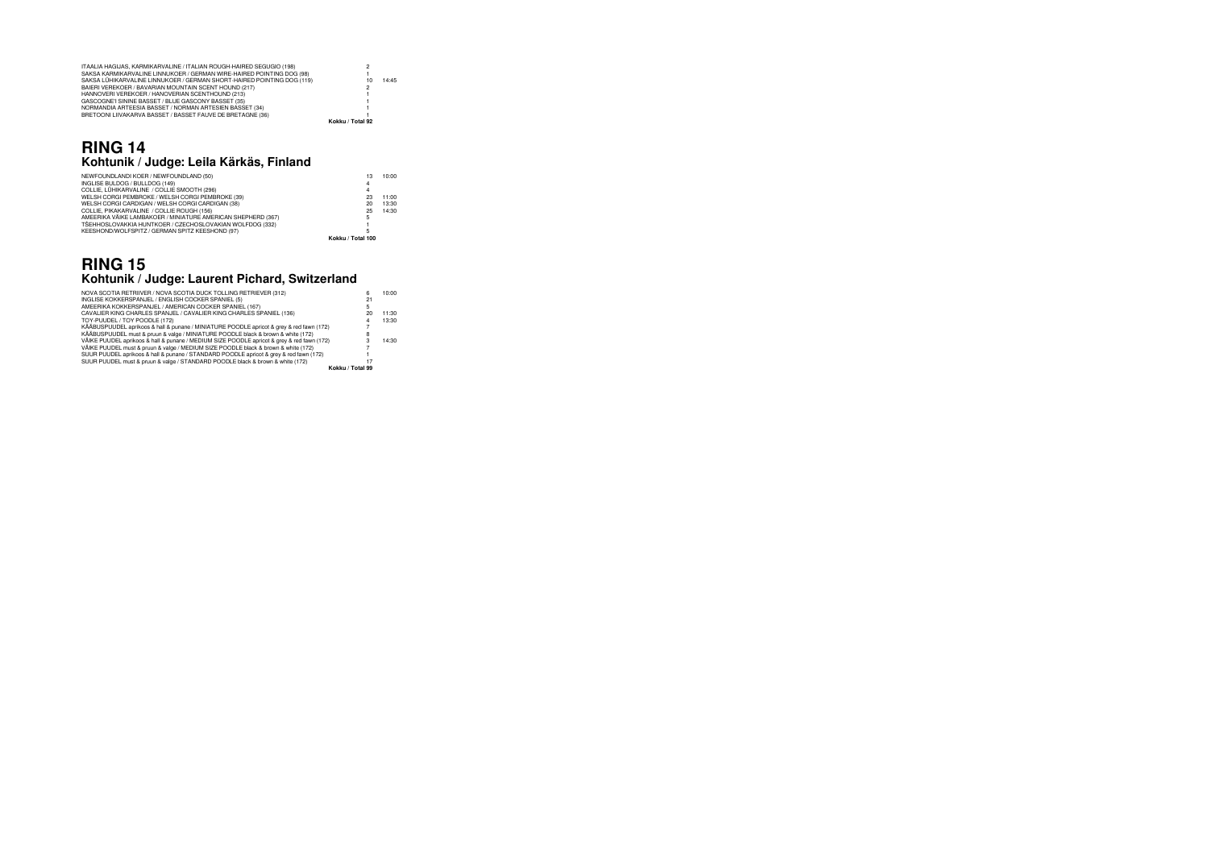| | | |
|---|---|---|
| ITAALIA HAGIJAS, KARMIKARVALINE / ITALIAN ROUGH-HAIRED SEGUGIO (198) | 2 | |
| SAKSA KARMIKARVALINE LINNUKOER / GERMAN WIRE-HAIRED POINTING DOG (98) | 1 | |
| SAKSA LÜHIKARVALINE LINNUKOER / GERMAN SHORT-HAIRED POINTING DOG (119) | 10 | 14:45 |
| BAIERI VEREKOER / BAVARIAN MOUNTAIN SCENT HOUND (217) | 2 | |
| HANNOVERI VEREKOER / HANOVERIAN SCENTHOUND (213) | 1 | |
| GASCOGNE'I SININE BASSET / BLUE GASCONY BASSET (35) | 1 | |
| NORMANDIA ARTEESIA BASSET / NORMAN ARTESIEN BASSET (34) | 1 | |
| BRETOONI LIIVAKARVA BASSET / BASSET FAUVE DE BRETAGNE (36) | 1 | |
| | **Kokku / Total 92** | |

# RING 14
## Kohtunik / Judge: Leila Kärkäs, Finland

| | | |
|---|---|---|
| NEWFOUNDLANDI KOER / NEWFOUNDLAND (50) | 13 | 10:00 |
| INGLISE BULDOG / BULLDOG (149) | 4 | |
| COLLIE, LÜHIKARVALINE / COLLIE SMOOTH (296) | 4 | |
| WELSH CORGI PEMBROKE / WELSH CORGI PEMBROKE (39) | 23 | 11:00 |
| WELSH CORGI CARDIGAN / WELSH CORGI CARDIGAN (38) | 20 | 13:30 |
| COLLIE, PIKAKARVALINE / COLLIE ROUGH (156) | 25 | 14:30 |
| AMEERIKA VÄIKE LAMBAKOER / MINIATURE AMERICAN SHEPHERD (367) | 5 | |
| TŠEHHOSLOVAKKIA HUNTKOER / CZECHOSLOVAKIAN WOLFDOG (332) | 1 | |
| KEESHOND/WOLFSPITZ / GERMAN SPITZ KEESHOND (97) | 5 | |
| | **Kokku / Total 100** | |

# RING 15
## Kohtunik / Judge: Laurent Pichard, Switzerland

| | | |
|---|---|---|
| NOVA SCOTIA RETRIIVER / NOVA SCOTIA DUCK TOLLING RETRIEVER (312) | 6 | 10:00 |
| INGLISE KOKKERSPANJEL / ENGLISH COCKER SPANIEL (5) | 21 | |
| AMEERIKA KOKKERSPANJEL / AMERICAN COCKER SPANIEL (167) | 5 | |
| CAVALIER KING CHARLES SPANJEL / CAVALIER KING CHARLES SPANIEL (136) | 20 | 11:30 |
| TOY-PUUDEL / TOY POODLE (172) | 4 | 13:30 |
| KÄÄBUSPUUDEL aprikoos & hall & punane / MINIATURE POODLE apricot & grey & red fawn (172) | 7 | |
| KÄÄBUSPUUDEL must & pruun & valge / MINIATURE POODLE black & brown & white (172) | 8 | |
| VÄIKE PUUDEL aprikoos & hall & punane / MEDIUM SIZE POODLE apricot & grey & red fawn (172) | 3 | 14:30 |
| VÄIKE PUUDEL must & pruun & valge / MEDIUM SIZE POODLE black & brown & white (172) | 7 | |
| SUUR PUUDEL aprikoos & hall & punane / STANDARD POODLE apricot & grey & red fawn (172) | 1 | |
| SUUR PUUDEL must & pruun & valge / STANDARD POODLE black & brown & white (172) | 17 | |
| | **Kokku / Total 99** | |